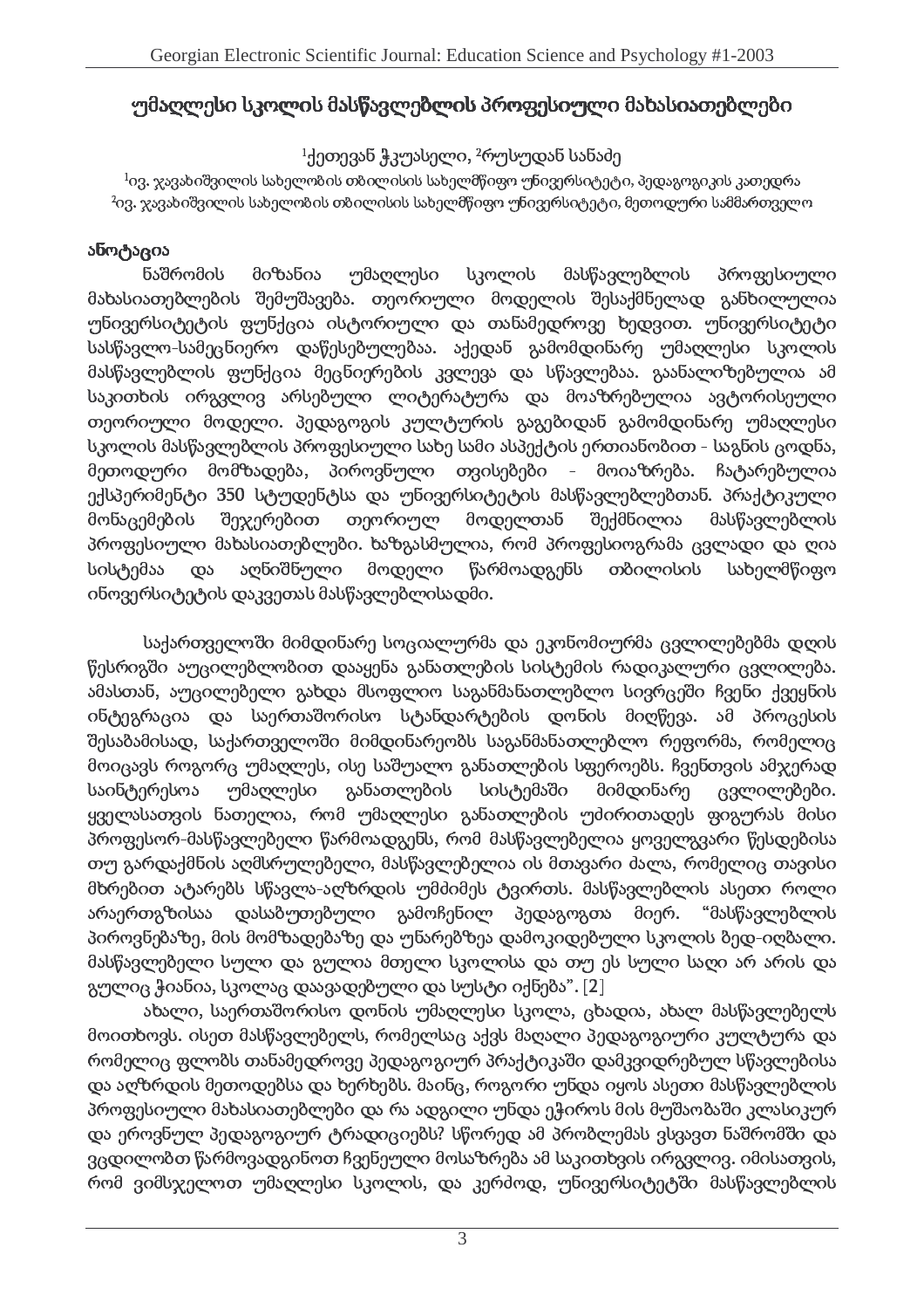# უმაღლესი სკოლის მასწავლებლის პროფესიული მახასიათებლები

[1]ქეთევან ჭკუასელი, [2]რუსუდან სანაძე

[1]ივ. ჯავახიშვილის სახელობის თბილისის სახელმწიფო უნივერსიტეტი, პედაგოგიკის კათედრა
[2]ივ. ჯავახიშვილის სახელობის თბილისის სახელმწიფო უნივერსიტეტი, მეთოდური სამმართველო

## ანოტაცია

ნაშრომის მიზანია უმაღლესი სკოლის მასწავლებლის პროფესიული მახასიათებლების შემუშავება. თეორიული მოდელის შესაქმნელად განხილულია უნივერსიტეტის ფუნქცია ისტორიული და თანამედროვე ხედვით. უნივერსიტეტი სასწავლო-სამეცნიერო დაწესებულებაა. აქედან გამომდინარე უმაღლესი სკოლის მასწავლებლის ფუნქცია მეცნიერების კვლევა და სწავლებაა. გაანალიზებულია ამ საკითხის ირგვლივ არსებული ლიტერატურა და მოაზრებულია ავტორისეული თეორიული მოდელი. პედაგოგის კულტურის გაგებიდან გამომდინარე უმაღლესი სკოლის მასწავლებლის პროფესიული სახე სამი ასპექტის ერთიანობით - საგნის ცოდნა, მეთოდური მომზადება, პიროვნული თვისებები - მოიაზრება. ჩატარებულია ექსპერიმენტი 350 სტუდენტსა და უნივერსიტეტის მასწავლებლებთან. პრაქტიკული მონაცემების შეჯერებით თეორიულ მოდელთან შექმნილია მასწავლებლის პროფესიული მახასიათებლები. ხაზგასმულია, რომ პროფესიოგრამა ცვლადი და ღია სისტემაა და აღნიშნული მოდელი წარმოადგენს თბილისის სახელმწიფო ინოვერსიტეტის დაკვეთას მასწავლებლისადმი.

საქართველოში მიმდინარე სოციალურმა და ეკონომიურმა ცვლილებებმა დღის წესრიგში აუცილებლობით დააყენა განათლების სისტემის რადიკალური ცვლილება. ამასთან, აუცილებელი გახდა მსოფლიო საგანმანათლებლო სივრცეში ჩვენი ქვეყნის ინტეგრაცია და საერთაშორისო სტანდარტების დონის მიღწევა. ამ პროცესის შესაბამისად, საქართველოში მიმდინარეობს საგანმანათლებლო რეფორმა, რომელიც მოიცავს როგორც უმაღლეს, ისე საშუალო განათლების სფეროებს. ჩვენთვის ამჯერად საინტერესოა უმაღლესი განათლების სისტემაში მიმდინარე ცვლილებები. ყველასათვის ნათელია, რომ უმაღლესი განათლების უძირითადეს ფიგურას მისი პროფესორ-მასწავლებელი წარმოადგენს, რომ მასწავლებელია ყოველგვარი წესდებისა თუ გარდაქმნის აღმსრულებელი, მასწავლებელია ის მთავარი ძალა, რომელიც თავისი მხრებით ატარებს სწავლა-აღზრდის უმძიმეს ტვირთს. მასწავლებლის ასეთი როლი არაერთგზისაა დასაბუთებული გამოჩენილ პედაგოგთა მიერ. "მასწავლებლის პიროვნებაზე, მის მომზადებაზე და უნარებზეა დამოკიდებული სკოლის ბედ-იღბალი. მასწავლებელი სული და გულია მთელი სკოლისა და თუ ეს სული საღი არ არის და გულიც ჭიანია, სკოლაც დაავადებული და სუსტი იქნება". [2]

ახალი, საერთაშორისო დონის უმაღლესი სკოლა, ცხადია, ახალ მასწავლებელს მოითხოვს. ისეთ მასწავლებელს, რომელსაც აქვს მაღალი პედაგოგიური კულტურა და რომელიც ფლობს თანამედროვე პედაგოგიურ პრაქტიკაში დამკვიდრებულ სწავლებისა და აღზრდის მეთოდებსა და ხერხებს. მაინც, როგორი უნდა იყოს ასეთი მასწავლებლის პროფესიული მახასიათებლები და რა ადგილი უნდა ეჭიროს მის მუშაობაში კლასიკურ და ეროვნულ პედაგოგიურ ტრადიციებს? სწორედ ამ პრობლემას ვსვავთ ნაშრომში და ვცდილობთ წარმოვადგინოთ ჩვენეული მოსაზრება ამ საკითხის ირგვლივ. იმისათვის, რომ ვიმსჯელოთ უმაღლესი სკოლის, და კერძოდ, უნივერსიტეტში მასწავლებლის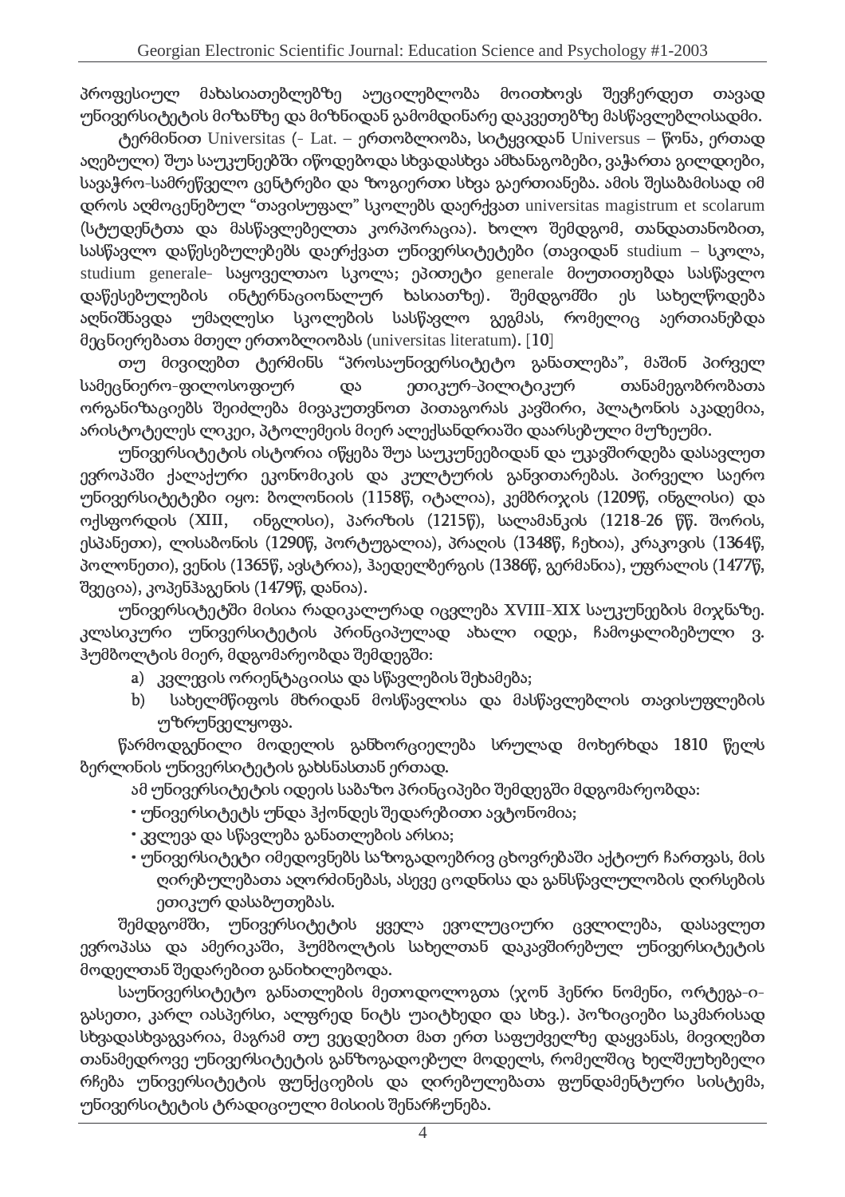პროფესიულ მახასიათებლებზე აუცილებლობა მოითხოვს შევჩერდეთ თავად უნივერსიტეტის მიზანზე და მიზნიდან გამომდინარე დაკვეთებზე მასწავლებლისადმი.

ტერმინით Universitas (- Lat. – ერთობლიობა, სიტყვიდან Universus – წონა, ერთად აღებული) შუა საუკუნეებში იწოდებოდა სხვადასხვა ამხანაგობები, ვაჭართა გილდიები, სავაჭრო-სამრეწველო ცენტრები და ზოგიერთი სხვა გაერთიანება. ამის შესაბამისად იმ დროს აღმოცენებულ "თავისუფალ" სკოლებს დაერქვათ universitas magistrum et scolarum (სტუდენტთა და მასწავლებელთა კორპორაცია). ხოლო შემდგომ, თანდათანობით, სასწავლო დაწესებულებებს დაერქვათ უნივერსიტეტები (თავიდან studium – სკოლა, studium generale- საყოველთაო სკოლა; ეპითეტი generale მიუთითებდა სასწავლო დაწესებულების ინტერნაციონალურ ხასიათზე). შემდგომში ეს სახელწოდება აღნიშნავდა უმაღლესი სკოლების სასწავლო გეგმას, რომელიც აერთიანებდა მეცნიერებათა მთელ ერთობლიობას (universitas literatum). [10]

თუ მივიღებთ ტერმინს "პროსაუნივერსიტეტო განათლება", მაშინ პირველ სამეცნიერო-ფილოსოფიურ და ეთიკურ-პილიტიკურ თანამეგობრობათა ორგანიზაციებს შეიძლება მივაკუთვნოთ პითაგორას კავშირი, პლატონის აკადემია, არისტოტელეს ლიკეი, პტოლემეის მიერ ალექსანდრიაში დაარსებული მუზეუმი.

უნივერსიტეტის ისტორია იწყება შუა საუკუნეებიდან და უკავშირდება დასავლეთ ევროპაში ქალაქური ეკონომიკის და კულტურის განვითარებას. პირველი საერო უნივერსიტეტები იყო: ბოლონიის (1158წ, იტალია), კემბრიჯის (1209წ, ინგლისი) და ოქსფორდის (XIII, ინგლისი), პარიზის (1215წ), სალამანკის (1218-26 წწ. შორის, ესპანეთი), ლისაბონის (1290წ, პორტუგალია), პრაღის (1348წ, ჩეხია), კრაკოვის (1364წ, პოლონეთი), ვენის (1365წ, ავსტრია), ჰაედელბერგის (1386წ, გერმანია), უფრალის (1477წ, შვეცია), კოპენჰაგენის (1479წ, დანია).

უნივერსიტეტში მისია რადიკალურად იცვლება XVIII-XIX საუკუნეების მიჯნაზე. კლასიკური უნივერსიტეტის პრინციპულად ახალი იდეა, ჩამოყალიბებული ვ. ჰუმბოლტის მიერ, მდგომარეობდა შემდეგში:

a) კვლევის ორიენტაციისა და სწავლების შეხამება;
b) სახელმწიფოს მხრიდან მოსწავლისა და მასწავლებლის თავისუფლების უზრუნველყოფა.

წარმოდგენილი მოდელის განხორციელება სრულად მოხერხდა 1810 წელს ბერლინის უნივერსიტეტის გახსნასთან ერთად.

ამ უნივერსიტეტის იდეის საბაზო პრინციპები შემდეგში მდგომარეობდა:

- უნივერსიტეტს უნდა ჰქონდეს შედარებითი ავტონომია;
- კვლევა და სწავლება განათლების არსია;
- უნივერსიტეტი იმედოვნებს საზოგადოებრივ ცხოვრებაში აქტიურ ჩართვას, მის ღირებულებათა აღორძინებას, ასევე ცოდნისა და განსწავლულობის ღირსების ეთიკურ დასაბუთებას.

შემდგომში, უნივერსიტეტის ყველა ევოლუციური ცვლილება, დასავლეთ ევროპასა და ამერიკაში, ჰუმბოლტის სახელთან დაკავშირებულ უნივერსიტეტის მოდელთან შედარებით განიხილებოდა.

საუნივერსიტეტო განათლების მეთოდოლოგთა (ჯონ ჰენრი ნომენი, ორტეგა-ი-გასეთი, კარლ იასპერსი, ალფრედ ნიტს უაიტხედი და სხვ.). პოზიციები საკმარისად სხვადასხვაგვარია, მაგრამ თუ ვეცდებით მათ ერთ საფუძველზე დაყვანას, მივიღებთ თანამედროვე უნივერსიტეტის განზოგადოებულ მოდელს, რომელშიც ხელშეუხებელი რჩება უნივერსიტეტის ფუნქციების და ღირებულებათა ფუნდამენტური სისტემა, უნივერსიტეტის ტრადიციული მისიის შენარჩუნება.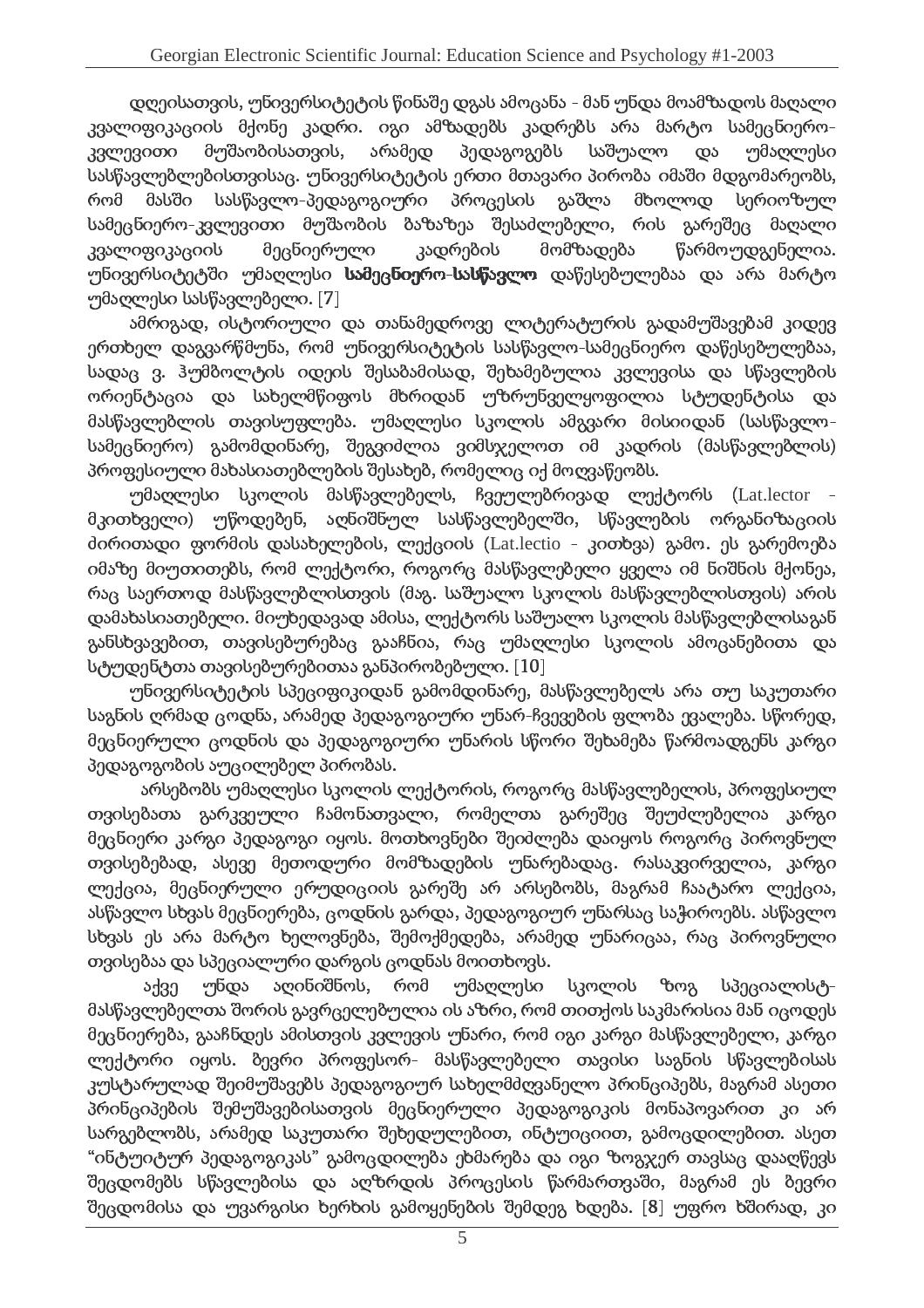დღეისათვის, უნივერსიტეტის წინაშე დგას ამოცანა - მან უნდა მოამზადოს მაღალი კვალიფიკაციის მქონე კადრი. იგი ამზადებს კადრებს არა მარტო სამეცნიერო-კვლევითი მუშაობისათვის, არამედ პედაგოგებს საშუალო და უმაღლესი სასწავლებლებისთვისაც. უნივერსიტეტის ერთი მთავარი პირობა იმაში მდგომარეობს, რომ მასში სასწავლო-პედაგოგიური პროცესის გაშლა მხოლოდ სერიოზულ სამეცნიერო-კვლევითი მუშაობის ბაზაზეა შესაძლებელი, რის გარეშეც მაღალი კვალიფიკაციის მეცნიერული კადრების მომზადება წარმოუდგენელია. უნივერსიტეტში უმაღლესი **სამეცნიერო-სასწავლო** დაწესებულებაა და არა მარტო უმაღლესი სასწავლებელი. [7]

ამრიგად, ისტორიული და თანამედროვე ლიტერატურის გადამუშავებამ კიდევ ერთხელ დაგვარწმუნა, რომ უნივერსიტეტის სასწავლო-სამეცნიერო დაწესებულებაა, სადაც ვ. ჰუმბოლტის იდეის შესაბამისად, შეხამებულია კვლევისა და სწავლების ორიენტაცია და სახელმწიფოს მხრიდან უზრუნველყოფილია სტუდენტისა და მასწავლებლის თავისუფლება. უმაღლესი სკოლის ამგვარი მისიიდან (სასწავლო-სამეცნიერო) გამომდინარე, შეგვიძლია ვიმსჯელოთ იმ კადრის (მასწავლებლის) პროფესიული მახასიათებლების შესახებ, რომელიც იქ მოღვაწეობს.

უმაღლესი სკოლის მასწავლებელს, ჩვეულებრივად ლექტორს (Lat.lector - მკითხველი) უწოდებენ, აღნიშნულ სასწავლებელში, სწავლების ორგანიზაციის ძირითადი ფორმის დასახელების, ლექციის (Lat.lectio - კითხვა) გამო. ეს გარემოება იმაზე მიუთითებს, რომ ლექტორი, როგორც მასწავლებელი ყველა იმ ნიშნის მქონეა, რაც საერთოდ მასწავლებლისთვის (მაგ. საშუალო სკოლის მასწავლებლისთვის) არის დამახასიათებელი. მიუხედავად ამისა, ლექტორს საშუალო სკოლის მასწავლებლისაგან განსხვავებით, თავისებურებაც გააჩნია, რაც უმაღლესი სკოლის ამოცანებითა და სტუდენტთა თავისებურებითაა განპირობებული. [10]

უნივერსიტეტის სპეციფიკიდან გამომდინარე, მასწავლებელს არა თუ საკუთარი საგნის ღრმად ცოდნა, არამედ პედაგოგიური უნარ-ჩვევების ფლობა ევალება. სწორედ, მეცნიერული ცოდნის და პედაგოგიური უნარის სწორი შეხამება წარმოადგენს კარგი პედაგოგობის აუცილებელ პირობას.

არსებობს უმაღლესი სკოლის ლექტორის, როგორც მასწავლებლის, პროფესიულ თვისებათა გარკვეული ჩამონათვალი, რომელთა გარეშეც შეუძლებელია კარგი მეცნიერი კარგი პედაგოგი იყოს. მოთხოვნები შეიძლება დაიყოს როგორც პიროვნულ თვისებებად, ასევე მეთოდური მომზადების უნარებადაც. რასაკვირველია, კარგი ლექცია, მეცნიერული ერუდიციის გარეშე არ არსებობს, მაგრამ ჩაატარო ლექცია, ასწავლო სხვას მეცნიერება, ცოდნის გარდა, პედაგოგიურ უნარსაც საჭიროებს. ასწავლო სხვას ეს არა მარტო ხელოვნება, შემოქმედება, არამედ უნარიცაა, რაც პიროვნული თვისებაა და სპეციალური დარგის ცოდნას მოითხოვს.

აქვე უნდა აღინიშნოს, რომ უმაღლესი სკოლის ზოგ სპეციალისტ-მასწავლებელთა შორის გავრცელებულია ის აზრი, რომ თითქოს საკმარისია მან იცოდეს მეცნიერება, გააჩნდეს ამისთვის კვლევის უნარი, რომ იგი კარგი მასწავლებელი, კარგი ლექტორი იყოს. ბევრი პროფესორ- მასწავლებელი თავისი საგნის სწავლებისას კუსტარულად შეიმუშავებს პედაგოგიურ სახელმძღვანელო პრინციპებს, მაგრამ ასეთი პრინციპების შემუშავებისათვის მეცნიერული პედაგოგიკის მონაპოვარით კი არ სარგებლობს, არამედ საკუთარი შეხედულებით, ინტუიციით, გამოცდილებით. ასეთ "ინტუიტურ პედაგოგიკას" გამოცდილება ეხმარება და იგი ზოგჯერ თავსაც დააღწევს შეცდომებს სწავლებისა და აღზრდის პროცესის წარმართვაში, მაგრამ ეს ბევრი შეცდომისა და უვარგისი ხერხის გამოყენების შემდეგ ხდება. [8] უფრო ხშირად, კი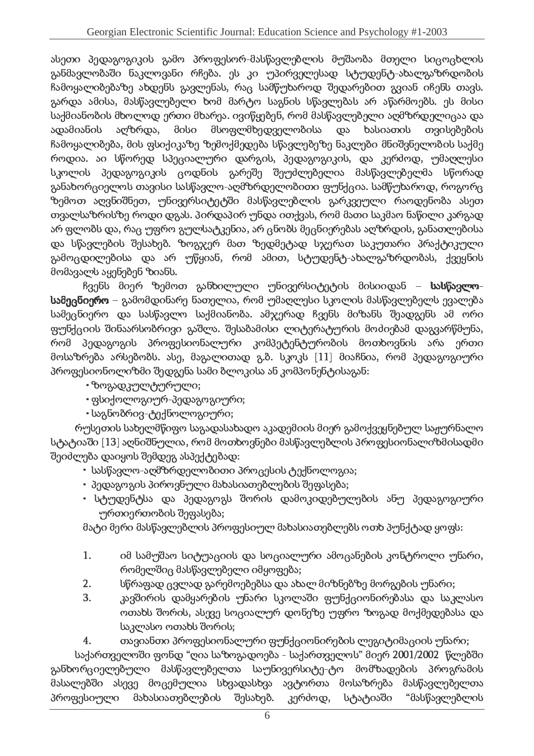ასეთი პედაგოგიკის გამო პროფესორ-მასწავლებლის მუშაობა მთელი სიცოცხლის განმავლობაში ნაკლოვანი რჩება. ეს კი უპირველესად სტუდენტ-ახალგაზრდობის ჩამოყალიბებაზე ახდენს გავლენას, რაც სამწუხაროდ შედარებით გვიან იჩენს თავს. გარდა ამისა, მასწავლებელი ხომ მარტო საგნის სწავლებას არ აწარმოებს. ეს მისი საქმიანობის მხოლოდ ერთი მხარეა. ივიწყებენ, რომ მასწავლებელი აღმზრდელიცაა და ადამიანის აღზრდა, მისი მსოფლმხედველობისა და ხასიათის თვისებების ჩამოყალიბება, მის ფსიქიკაზე ზემოქმედება სწავლებაზე ნაკლები მნიშვნელობის საქმე როდია. აი სწორედ სპეციალური დარგის, პედაგოგიკის, და კერძოდ, უმაღლესი სკოლის პედაგოგიკის ცოდნის გარეშე შეუძლებელია მასწავლებელმა სწორად განახორციელოს თავისი სასწავლო-აღმზრდელობითი ფუნქცია. სამწუხაროდ, როგორც ზემოთ აღვნიშნეთ, უნივერსიტეტში მასწავლებლის გარკვეული რაოდენობა ასეთ თვალსაზრისზე როდი დგას. პირდაპირ უნდა ითქვას, რომ მათი საკმაო ნაწილი კარგად არ ფლობს და, რაც უფრო გულსატკენია, არ ცნობს მეცნიერებას აღზრდის, განათლებისა და სწავლების შესახებ. ზოგჯერ მათ ზედმეტად სჯერათ საკუთარი პრაქტიკული გამოცდილებისა და არ უწყიან, რომ ამით, სტუდენტ-ახალგაზრდობას, ქვეყნის მომავალს აყენებენ ზიანს.

ჩვენს მიერ ზემოთ განხილული უნივერსიტეტის მისიიდან – **სასწავლო-სამეცნიერო** – გამომდინარე ნათელია, რომ უმაღლესი სკოლის მასწავლებელს ევალება სამეცნიერო და სასწავლო საქმიანობა. ამჯერად ჩვენს მიზანს შეადგენს ამ ორი ფუნქციის შინაარსობრივი გაშლა. შესაბამისი ლიტერატურის მოძიებამ დაგვარწმუნა, რომ პედაგოგის პროფესიონალური კომპეტენტურობის მოთხოვნის არა ერთი მოსაზრება არსებობს. ასე, მაგალითად გ.ზ. სკოკს [11] მიაჩნია, რომ პედაგოგიური პროფესიონოლიზმი შედგენა სამი ბლოკისა ან კომპონენტისაგან:

- ზოგადკულტურული;
- ფსიქოლოგიურ-პედაგოგიური;
- საგნობრივ-ტექნოლოგიური;

რუსეთის სახელმწიფო საგადასახადო აკადემიის მიერ გამოქვეყნებულ საჟურნალო სტატიაში [13] აღნიშნულია, რომ მოთხოვნები მასწავლებლის პროფესიონალიზმისადმი შეიძლება დაიყოს შემდეგ ასპექტებად:

- სასწავლო-აღმზრდელობითი პროცესის ტექნოლოგია;
- პედაგოგის პიროვნული მახასიათებლების შეფასება;
- სტუდენტსა და პედაგოგს შორის დამოკიდებულების ანუ პედაგოგიური ურთიერთობის შეფასება;

მატი მერი მასწავლებლის პროფესიულ მახასიათებლებს ოთხ პუნქტად ყოფს:

1. იმ სამუშაო სიტუაციის და სოციალური ამოცანების კონტროლი უნარი, რომელშიც მასწავლებელი იმყოფება;
2. სწრაფად ცვლად გარემოებებსა და ახალ მიზნებზე მორგების უნარი;
3. კავშირის დამყარების უნარი სკოლაში ფუნქციონირებასა და საკლასო ოთახს შორის, ასევე სოციალურ დონეზე უფრო ზოგად მოქმედებასა და საკლასო ოთახს შორის;
4. თავიანთი პროფესიონალური ფუნქციონირების ლეგიტიმაციის უნარი;

საქართველოში ფონდ "ღია საზოგადოება - საქართველოს" მიერ 2001/2002 წლებში განხორციელებული მასწავლებელთა საუნივერსიტე-ტო მომზადების პროგრამის მასალებში ასევე მოცემულია სხვადასხვა ავტორთა მოსაზრება მასწავლებელთა პროფესიული მახასიათებლების შესახებ. კერძოდ, სტატიაში "მასწავლებლის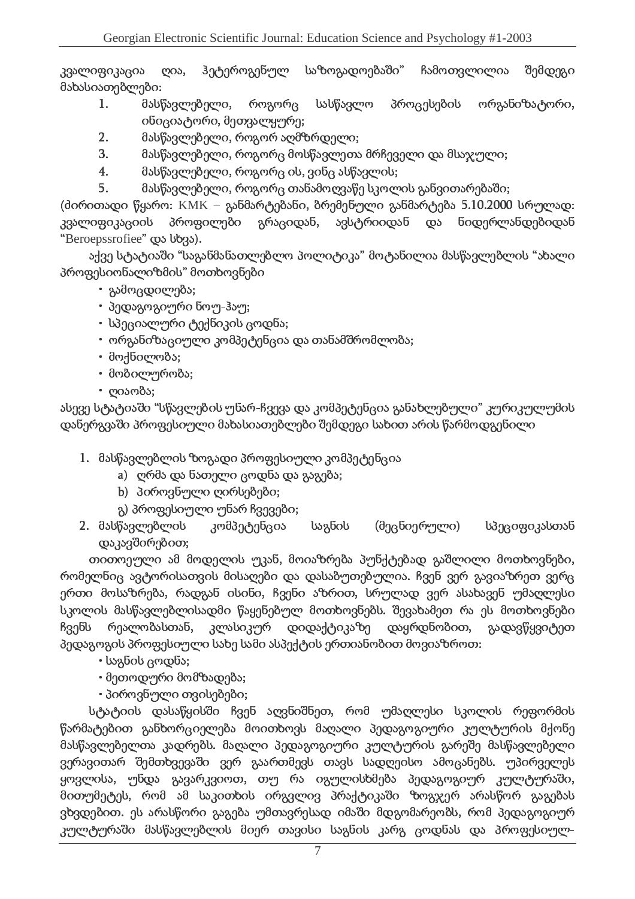კვალიფიკაცია ღია, ჰეტეროგენულ საზოგადოებაში" ჩამოთვლილია შემდეგი მახასიათებლები:

1. მასწავლებელი, როგორც სასწავლო პროცესების ორგანიზატორი, ინიციატორი, მეთვალყურე;
2. მასწავლებელი, როგორ აღმზრდელი;
3. მასწავლებელი, როგორც მოსწავლეთა მრჩეველი და მსაჯული;
4. მასწავლებელი, როგორც ის, ვინც ასწავლის;
5. მასწავლებელი, როგორც თანამოღვაწე სკოლის განვითარებაში;

(ძირითადი წყარო: KMK – განმარტებანი, ბრემენული განმარტება 5.10.2000 სრულად: კვალიფიკაციის პროფილები გრაციდან, ავსტრიიდან და ნიდერლანდებიდან "Beroepssrofiee" და სხვა).

აქვე სტატიაში "საგანმანათლებლო პოლიტიკა" მოტანილია მასწავლებლის "ახალი პროფესიონალიზმის" მოთხოვნები

- გამოცდილება;
- პედაგოგიური ნოუ-ჰაუ;
- სპეციალური ტექნიკის ცოდნა;
- ორგანიზაციული კომპეტენცია და თანამშრომლობა;
- მოქნილობა;
- მობილურობა;
- ღიაობა;

ასევე სტატიაში "სწავლების უნარ-ჩვევა და კომპეტენცია განახლებული" კურიკულუმის დანერგვაში პროფესიული მახასიათებლები შემდეგი სახით არის წარმოდგენილი

1. მასწავლებლის ზოგადი პროფესიული კომპეტენცია
   a) ღრმა და ნათელი ცოდნა და გაგება;
   b) პიროვნული ღირსებები;
   გ) პროფესიული უნარ ჩვევები;
2. მასწავლებლის კომპეტენცია საგნის (მეცნიერული) სპეციფიკასთან დაკავშირებით;

თითოეული ამ მოდელის უკან, მოიაზრება პუნქტებად გაშლილი მოთხოვნები, რომელნიც ავტორისათვის მისაღები და დასაბუთებულია. ჩვენ ვერ გავიაზრეთ ვერც ერთი მოსაზრება, რადგან ისინი, ჩვენი აზრით, სრულად ვერ ასახავენ უმაღლესი სკოლის მასწავლებლისადმი წაყენებულ მოთხოვნებს. შევახამეთ რა ეს მოთხოვნები ჩვენს რეალობასთან, კლასიკურ დიდაქტიკაზე დაყრდნობით, გადავწყვიტეთ პედაგოგის პროფესიული სახე სამი ასპექტის ერთიანობით მოვიაზროთ:

- საგნის ცოდნა;
- მეთოდური მომზადება;
- პიროვნული თვისებები;

სტატიის დასაწყისში ჩვენ აღვნიშნეთ, რომ უმაღლესი სკოლის რეფორმის წარმატებით განხორციელება მოითხოვს მაღალი პედაგოგიური კულტურის მქონე მასწავლებელთა კადრებს. მაღალი პედაგოგიური კულტურის გარეშე მასწავლებელი ვერავითარ შემთხვევაში ვერ გაართმევს თავს სადღეისო ამოცანებს. უპირველეს ყოვლისა, უნდა გავარკვიოთ, თუ რა იგულისხმება პედაგოგიურ კულტურაში, მითუმეტეს, რომ ამ საკითხის ირგვლივ პრაქტიკაში ზოგჯერ არასწორ გაგებას ვხვდებით. ეს არასწორი გაგება უმთავრესად იმაში მდგომარეობს, რომ პედაგოგიურ კულტურაში მასწავლებლის მიერ თავისი საგნის კარგ ცოდნას და პროფესიულ-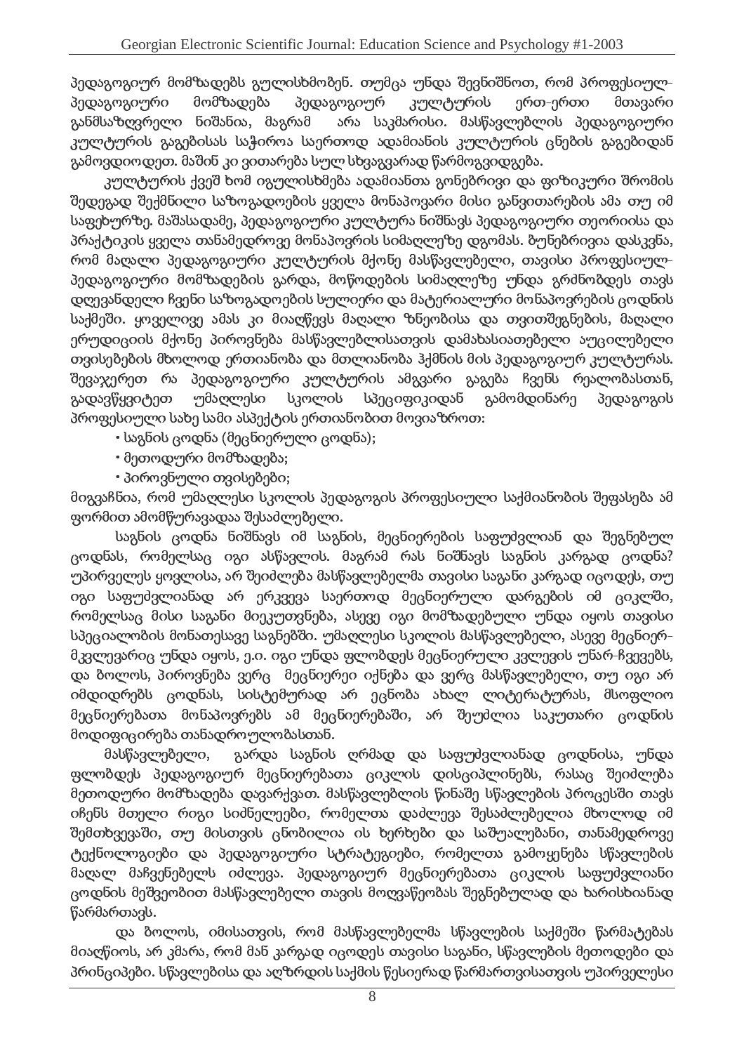პედაგოგიურ მომზადებს გულისხმობენ. თუმცა უნდა შევნიშნოთ, რომ პროფესიულ-პედაგოგიური მომზადება პედაგოგიურ კულტურის ერთ-ერთი მთავარი განმსაზღვრელი ნიშანია, მაგრამ არა საკმარისი. მასწავლებლის პედაგოგიური კულტურის გაგებისას საჭიროა საერთოდ ადამიანის კულტურის ცნების გაგებიდან გამოვდიოდეთ. მაშინ კი ვითარება სულ სხვაგვარად წარმოგვიდგება.

კულტურის ქვეშ ხომ იგულისხმება ადამიანთა გონებრივი და ფიზიკური შრომის შედეგად შექმნილი საზოგადოების ყველა მონაპოვარი მისი განვითარების ამა თუ იმ საფეხურზე. მაშასადამე, პედაგოგიური კულტურა ნიშნავს პედაგოგიური თეორიისა და პრაქტიკის ყველა თანამედროვე მონაპოვრის სიმაღლეზე დგომას. ბუნებრივია დასკვნა, რომ მაღალი პედაგოგიური კულტურის მქონე მასწავლებელი, თავისი პროფესიულ-პედაგოგიური მომზადების გარდა, მოწოდების სიმაღლეზე უნდა გრძნობდეს თავს დღევანდელი ჩვენი საზოგადოების სულიერი და მატერიალური მონაპოვრების ცოდნის საქმეში. ყოველივე ამას კი მიაღწევს მაღალი ზნეობისა და თვითშეგნების, მაღალი ერუდიციის მქონე პიროვნება მასწავლებლისათვის დამახასიათებელი აუცილებელი თვისებების მხოლოდ ერთიანობა და მთლიანობა ჰქმნის მის პედაგოგიურ კულტურას. შევაჯერეთ რა პედაგოგიური კულტურის ამგვარი გაგება ჩვენს რეალობასთან, გადავწყვიტეთ უმაღლესი სკოლის სპეციფიკიდან გამომდინარე პედაგოგის პროფესიული სახე სამი ასპექტის ერთიანობით მოვიაზროთ:

- საგნის ცოდნა (მეცნიერული ცოდნა);
- მეთოდური მომზადება;
- პიროვნული თვისებები;

მიგვაჩნია, რომ უმაღლესი სკოლის პედაგოგის პროფესიული საქმიანობის შეფასება ამ ფორმით ამომწურავადაა შესაძლებელი.

საგნის ცოდნა ნიშნავს იმ საგნის, მეცნიერების საფუძვლიან და შეგნებულ ცოდნას, რომელსაც იგი ასწავლის. მაგრამ რას ნიშნავს საგნის კარგად ცოდნა? უპირველეს ყოვლისა, არ შეიძლება მასწავლებელმა თავისი საგანი კარგად იცოდეს, თუ იგი საფუძვლიანად არ ერკვევა საერთოდ მეცნიერული დარგების იმ ციკლში, რომელსაც მისი საგანი მიეკუთვნება, ასევე იგი მომზადებული უნდა იყოს თავისი სპეციალობის მონათესავე საგნებში. უმაღლესი სკოლის მასწავლებელი, ასევე მეცნიერ-მკვლევარიც უნდა იყოს, ე.ი. იგი უნდა ფლობდეს მეცნიერული კვლევის უნარ-ჩვევებს, და ბოლოს, პიროვნება ვერც მეცნიერი იქნება და ვერც მასწავლებელი, თუ იგი არ იმდიდრებს ცოდნას, სისტემურად არ ეცნობა ახალ ლიტერატურას, მსოფლიო მეცნიერებათა მონაპოვრებს ამ მეცნიერებაში, არ შეუძლია საკუთარი ცოდნის მოდიფიცირება თანადროულობასთან.

მასწავლებელი, გარდა საგნის ღრმად და საფუძვლიანად ცოდნისა, უნდა ფლობდეს პედაგოგიურ მეცნიერებათა ციკლის დისციპლინებს, რასაც შეიძლება მეთოდური მომზადება დავარქვათ. მასწავლებლის წინაშე სწავლების პროცესში თავს იჩენს მთელი რიგი სიძნელეები, რომელთა დაძლევა შესაძლებელია მხოლოდ იმ შემთხვევაში, თუ მისთვის ცნობილია ის ხერხები და საშუალებანი, თანამედროვე ტექნოლოგიები და პედაგოგიური სტრატეგიები, რომელთა გამოყენება სწავლების მაღალ მაჩვენებელს იძლევა. პედაგოგიურ მეცნიერებათა ციკლის საფუძვლიანი ცოდნის მეშვეობით მასწავლებელი თავის მოღვაწეობას შეგნებულად და ხარისხიანად წარმართავს.

და ბოლოს, იმისათვის, რომ მასწავლებელმა სწავლების საქმეში წარმატებას მიაღწიოს, არ კმარა, რომ მან კარგად იცოდეს თავისი საგანი, სწავლების მეთოდები და პრინციპები. სწავლებისა და აღზრდის საქმის წესიერად წარმართვისათვის უპირველესი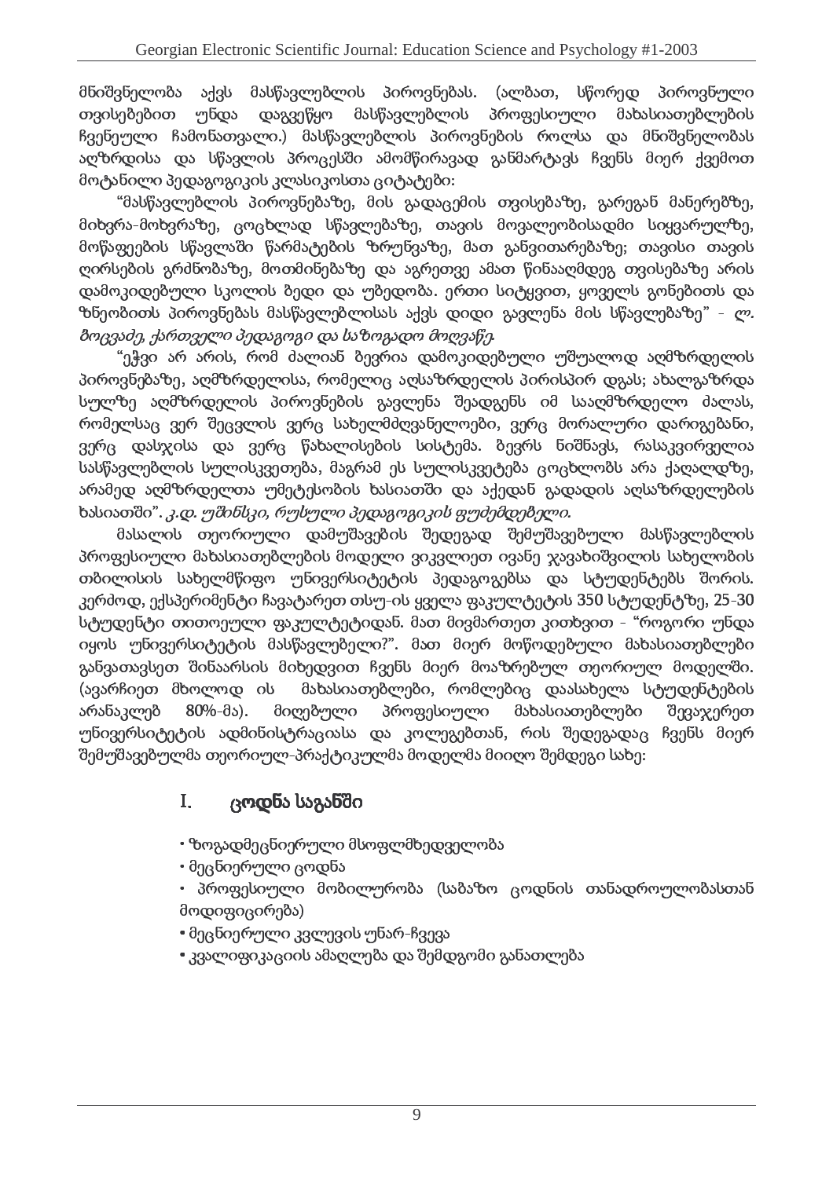მნიშვნელობა აქვს მასწავლებლის პიროვნებას. (ალბათ, სწორედ პიროვნული თვისებებით უნდა დაგვეწყო მასწავლებლის პროფესიული მახასიათებლების ჩვენეული ჩამონათვალი.) მასწავლებლის პიროვნების როლსა და მნიშვნელობას აღზრდისა და სწავლის პროცესში ამომწირავად განმარტავს ჩვენს მიერ ქვემოთ მოტანილი პედაგოგიკის კლასიკოსთა ციტატები:

"მასწავლებლის პიროვნებაზე, მის გადაცემის თვისებაზე, გარეგან მანერებზე, მიხვრა-მოხვრაზე, ცოცხლად სწავლებაზე, თავის მოვალეობისადმი სიყვარულზე, მოწაფეების სწავლაში წარმატების ზრუნვაზე, მათ განვითარებაზე; თავისი თავის ღირსების გრძნობაზე, მოთმინებაზე და აგრეთვე ამათ წინააღმდეგ თვისებაზე არის დამოკიდებული სკოლის ბედი და უბედობა. ერთი სიტყვით, ყოველს გონებითს და ზნეობითს პიროვნებას მასწავლებლისას აქვს დიდი გავლენა მის სწავლებაზე" - *ლ. ბოცვაძე, ქართველი პედაგოგი და საზოგადო მოღვაწე.*

"ეჭვი არ არის, რომ ძალიან ბევრია დამოკიდებული უშუალოდ აღმზრდელის პიროვნებაზე, აღმზრდელისა, რომელიც აღსაზრდელის პირისპირ დგას; ახალგაზრდა სულზე აღმზრდელის პიროვნების გავლენა შეადგენს იმ სააღმზრდელო ძალას, რომელსაც ვერ შეცვლის ვერც სახელმძღვანელოები, ვერც მორალური დარიგებანი, ვერც დასჯისა და ვერც წახალისების სისტემა. ბევრს ნიშნავს, რასაკვირველია სასწავლებლის სულისკვეთება, მაგრამ ეს სულისკვეტება ცოცხლობს არა ქაღალდზე, არამედ აღმზრდელთა უმეტესობის ხასიათში და აქედან გადადის აღსაზრდელების ხასიათში". *კ.დ. უშინსკი, რუსული პედაგოგიკის ფუძემდებელი.*

მასალის თეორიული დამუშავების შედეგად შემუშავებული მასწავლებლის პროფესიული მახასიათებლების მოდელი ვიკვლიეთ ივანე ჯავახიშვილის სახელობის თბილისის სახელმწიფო უნივერსიტეტის პედაგოგებსა და სტუდენტებს შორის. კერძოდ, ექსპერიმენტი ჩავატარეთ თსუ-ის ყველა ფაკულტეტის 350 სტუდენტზე, 25-30 სტუდენტი თითოეული ფაკულტეტიდან. მათ მივმართეთ კითხვით - "როგორი უნდა იყოს უნივერსიტეტის მასწავლებელი?". მათ მიერ მოწოდებული მახასიათებლები განვათავსეთ შინაარსის მიხედვით ჩვენს მიერ მოაზრებულ თეორიულ მოდელში. (ავარჩიეთ მხოლოდ ის მახასიათებლები, რომლებიც დაასახელა სტუდენტების არანაკლებ 80%-მა). მიღებული პროფესიული მახასიათებლები შევაჯერეთ უნივერსიტეტის ადმინისტრაციასა და კოლეგებთან, რის შედეგადაც ჩვენს მიერ შემუშავებულმა თეორიულ-პრაქტიკულმა მოდელმა მიიღო შემდეგი სახე:

## I. ცოდნა საგანში

- ზოგადმეცნიერული მსოფლმხედველობა
- მეცნიერული ცოდნა
- პროფესიული მობილურობა (საბაზო ცოდნის თანადროულობასთან მოდიფიცირება)
- მეცნიერული კვლევის უნარ-ჩვევა
- კვალიფიკაციის ამაღლება და შემდგომი განათლება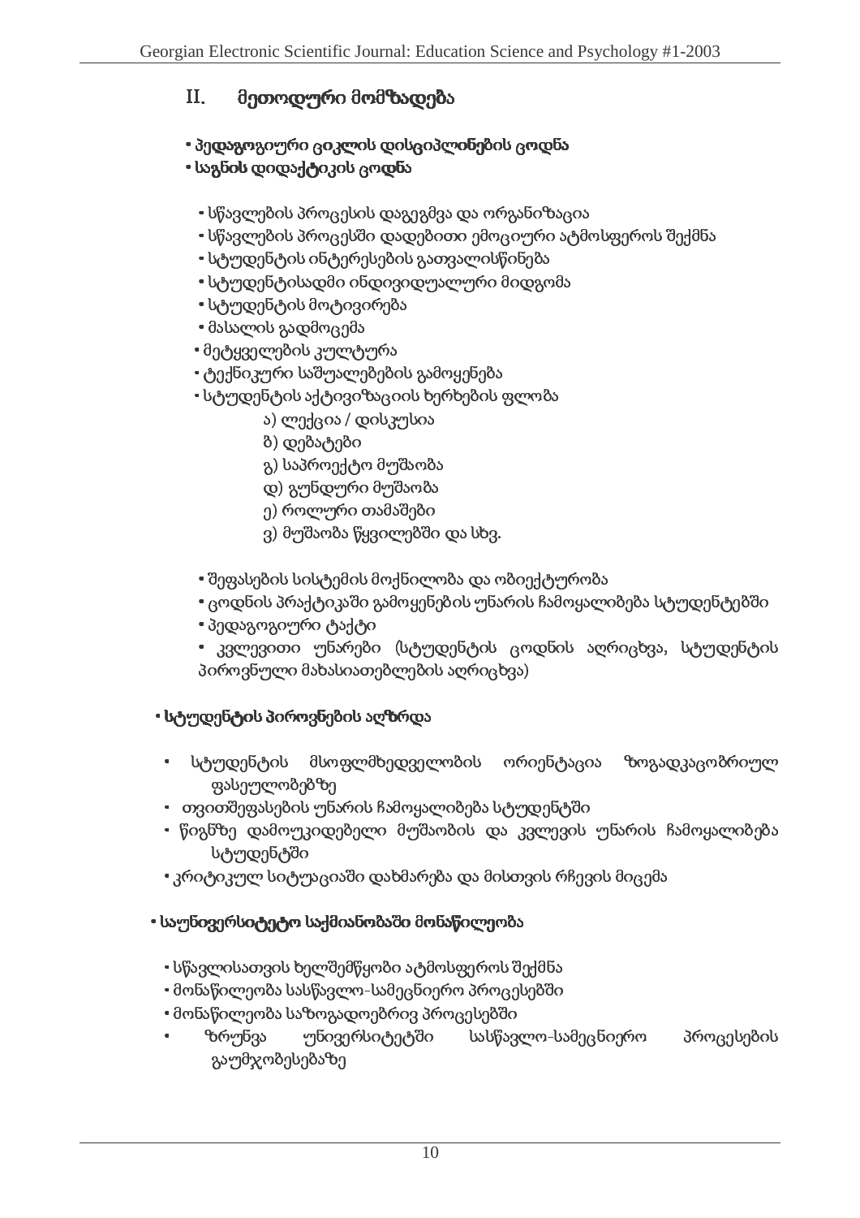## II. მეთოდური მომზადება

- **პედაგოგიური ციკლის დისციპლინების ცოდნა**
- **საგნის დიდაქტიკის ცოდნა**
  - სწავლების პროცესის დაგეგმვა და ორგანიზაცია
  - სწავლების პროცესში დადებითი ემოციური ატმოსფეროს შექმნა
  - სტუდენტის ინტერესების გათვალისწინება
  - სტუდენტისადმი ინდივიდუალური მიდგომა
  - სტუდენტის მოტივირება
  - მასალის გადმოცემა
  - მეტყველების კულტურა
  - ტექნიკური საშუალებების გამოყენება
  - სტუდენტის აქტივიზაციის ხერხების ფლობა
    - ა) ლექცია / დისკუსია
    - ბ) დებატები
    - გ) საპროექტო მუშაობა
    - დ) გუნდური მუშაობა
    - ე) როლური თამაშები
    - ვ) მუშაობა წყვილებში და სხვ.
  - შეფასების სისტემის მოქნილობა და ობიექტურობა
  - ცოდნის პრაქტიკაში გამოყენების უნარის ჩამოყალიბება სტუდენტებში
  - პედაგოგიური ტაქტი
  - კვლევითი უნარები (სტუდენტის ცოდნის აღრიცხვა, სტუდენტის პიროვნული მახასიათებლების აღრიცხვა)

- **სტუდენტის პიროვნების აღზრდა**
  - სტუდენტის მსოფლმხედველობის ორიენტაცია ზოგადკაცობრიულ ფასეულობებზე
  - თვითშეფასების უნარის ჩამოყალიბება სტუდენტში
  - წიგნზე დამოუკიდებელი მუშაობის და კვლევის უნარის ჩამოყალიბება სტუდენტში
  - კრიტიკულ სიტუაციაში დახმარება და მისთვის რჩევის მიცემა

- **საუნივერსიტეტო საქმიანობაში მონაწილეობა**
  - სწავლისათვის ხელშემწყობი ატმოსფეროს შექმნა
  - მონაწილეობა სასწავლო-სამეცნიერო პროცესებში
  - მონაწილეობა საზოგადოებრივ პროცესებში
  - ზრუნვა უნივერსიტეტში სასწავლო-სამეცნიერო პროცესების გაუმჯობესებაზე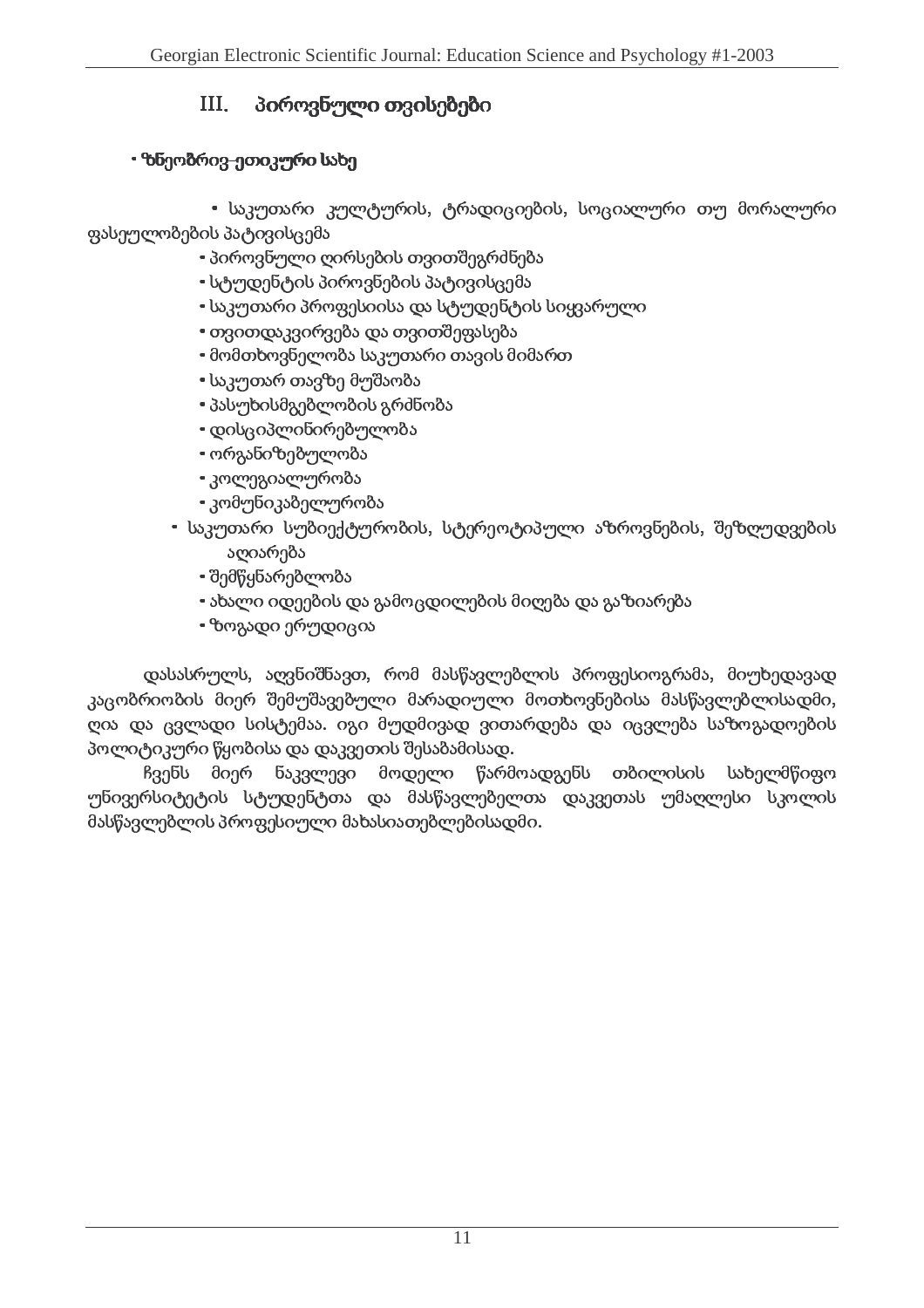## III. პიროვნული თვისებები

**• ზნეობრივ-ეთიკური სახე**

- საკუთარი კულტურის, ტრადიციების, სოციალური თუ მორალური ფასეულობების პატივისცემა
- პიროვნული ღირსების თვითშეგრძნება
- სტუდენტის პიროვნების პატივისცემა
- საკუთარი პროფესიისა და სტუდენტის სიყვარული
- თვითდაკვირვება და თვითშეფასება
- მომთხოვნელობა საკუთარი თავის მიმართ
- საკუთარ თავზე მუშაობა
- პასუხისმგებლობის გრძნობა
- დისციპლინირებულობა
- ორგანიზებულობა
- კოლეგიალურობა
- კომუნიკაბელურობა
- საკუთარი სუბიექტურობის, სტერეოტიპული აზროვნების, შეზღუდვების აღიარება
- შემწყნარებლობა
- ახალი იდეების და გამოცდილების მიღება და გაზიარება
- ზოგადი ერუდიცია

დასასრულს, აღვნიშნავთ, რომ მასწავლებლის პროფესიოგრამა, მიუხედავად კაცობრიობის მიერ შემუშავებული მარადიული მოთხოვნებისა მასწავლებლისადმი, ღია და ცვლადი სისტემაა. იგი მუდმივად ვითარდება და იცვლება საზოგადოების პოლიტიკური წყობისა და დაკვეთის შესაბამისად.

ჩვენს მიერ ნაკვლევი მოდელი წარმოადგენს თბილისის სახელმწიფო უნივერსიტეტის სტუდენტთა და მასწავლებელთა დაკვეთას უმაღლესი სკოლის მასწავლებლის პროფესიული მახასიათებლებისადმი.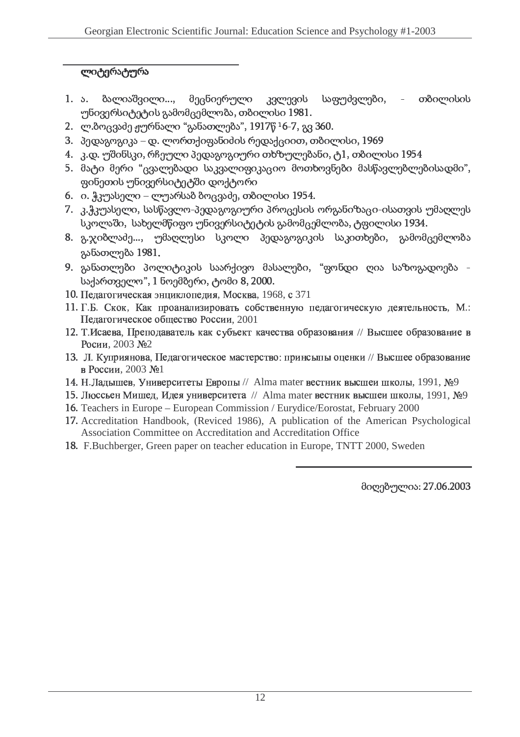## ლიტერატურა

1. ა. ბალიაშვილი..., მეცნიერული კვლევის საფუძვლები, - თბილისის უნივერსიტეტის გამომცემლობა, თბილისი 1981.
2. ლ.ბოცვაძე ჟურნალი "განათლება", 1917წ ¹6-7, გვ 360.
3. პედაგოგიკა – დ. ლორთქიფანიძის რედაქციით, თბილისი, 1969
4. კ.დ. უშინსკი, რჩეული პედაგოგიური თხზულებანი, ტ1, თბილისი 1954
5. მატი მერი "ცვალებადი საკვალიფიკაციო მოთხოვნები მასწავლებლებისადმი", ფინეთის უნივერსიტეტში დოქტორი
6. ი. ჭკუასელი – ლუარსაბ ბოცვაძე, თბილისი 1954.
7. კ.ჭკუასელი, სასწავლო-პედაგოგიური პროცესის ორგანიზაცი-ისათვის უმაღლეს სკოლაში, სახელმწიფო უნივერსიტეტის გამომცემლობა, ტფილისი 1934.
8. გ.ჯიბლაძე..., უმაღლესი სკოლი პედაგოგიკის საკითხები, გამომცემლობა განათლება 1981.
9. განათლები პოლიტიკის საარქივო მასალები, "ფონდი ღია საზოგადოება - საქართველო", 1 ნოემბერი, ტომი 8, 2000.
10. Педагогическая энциклопедия, Москва, 1968, с 371
11. Г.Б. Скок, Как проанализировать собственную педагогическую деятельность, М.: Педагогическое общество России, 2001
12. Т.Исаева, Преподаватель как субъект качества образования // Высшее образование в Росии, 2003 №2
13. Л. Куприянова, Педагогическое мастерство: принсыпы оценки // Высшее образование в России, 2003 №1
14. Н.Ладышев, Университеты Европы // Alma mater вестник высшеи школы, 1991, №9
15. Люссьен Мишед, Идея университета // Alma mater вестник высшеи школы, 1991, №9
16. Teachers in Europe – European Commission / Eurydice/Eorostat, February 2000
17. Accreditation Handbook, (Reviced 1986), A publication of the American Psychological Association Committee on Accreditation and Accreditation Office
18. F.Buchberger, Green paper on teacher education in Europe, TNTT 2000, Sweden

მიღებულია: 27.06.2003